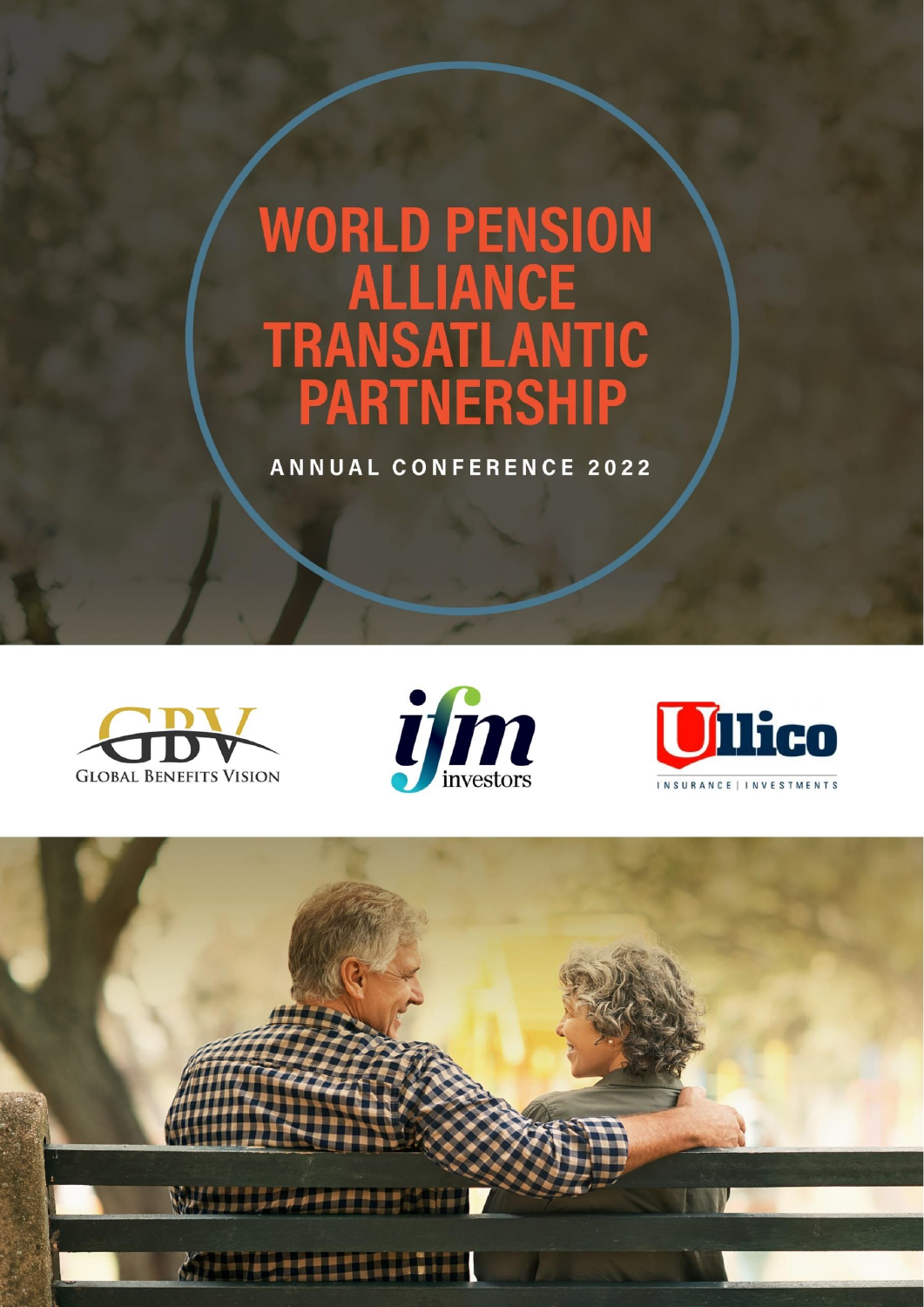# WORLD PENSION ALLIANCE TRANSATLANTIC PARTNERSHIP

ANNUAL CONFERENCE 2022

GBV
GLOBAL BENEFITS VISION

ifm
investors

Ullico
INSURANCE | INVESTMENTS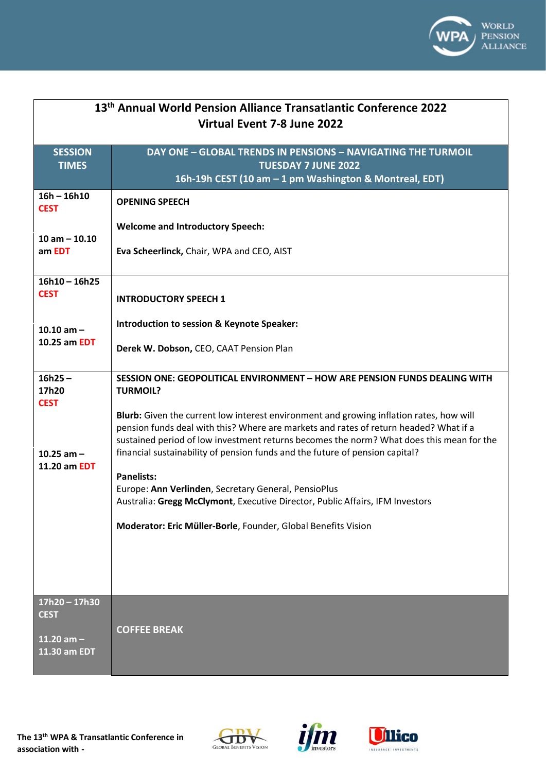| 13th Annual World Pension Alliance Transatlantic Conference 2022 Virtual Event 7-8 June 2022 | |
|---|---|
| **SESSION TIMES** | **DAY ONE – GLOBAL TRENDS IN PENSIONS – NAVIGATING THE TURMOIL TUESDAY 7 JUNE 2022 16h-19h CEST (10 am – 1 pm Washington & Montreal, EDT)** |
| **16h – 16h10 CEST**<br><br>**10 am – 10.10 am EDT** | **OPENING SPEECH**<br><br>**Welcome and Introductory Speech:**<br><br>**Eva Scheerlinck,** Chair, WPA and CEO, AIST |
| **16h10 – 16h25 CEST**<br><br>**10.10 am – 10.25 am EDT** | **INTRODUCTORY SPEECH 1**<br><br>**Introduction to session & Keynote Speaker:**<br><br>**Derek W. Dobson,** CEO, CAAT Pension Plan |
| **16h25 – 17h20 CEST**<br><br>**10.25 am – 11.20 am EDT** | **SESSION ONE: GEOPOLITICAL ENVIRONMENT – HOW ARE PENSION FUNDS DEALING WITH TURMOIL?**<br><br>**Blurb:** Given the current low interest environment and growing inflation rates, how will pension funds deal with this? Where are markets and rates of return headed? What if a sustained period of low investment returns becomes the norm? What does this mean for the financial sustainability of pension funds and the future of pension capital?<br><br>**Panelists:**<br>Europe: **Ann Verlinden**, Secretary General, PensioPlus<br>Australia: **Gregg McClymont**, Executive Director, Public Affairs, IFM Investors<br><br>**Moderator: Eric Müller-Borle**, Founder, Global Benefits Vision |
| **17h20 – 17h30 CEST**<br><br>**11.20 am – 11.30 am EDT** | **COFFEE BREAK** |

The 13th WPA & Transatlantic Conference in association with -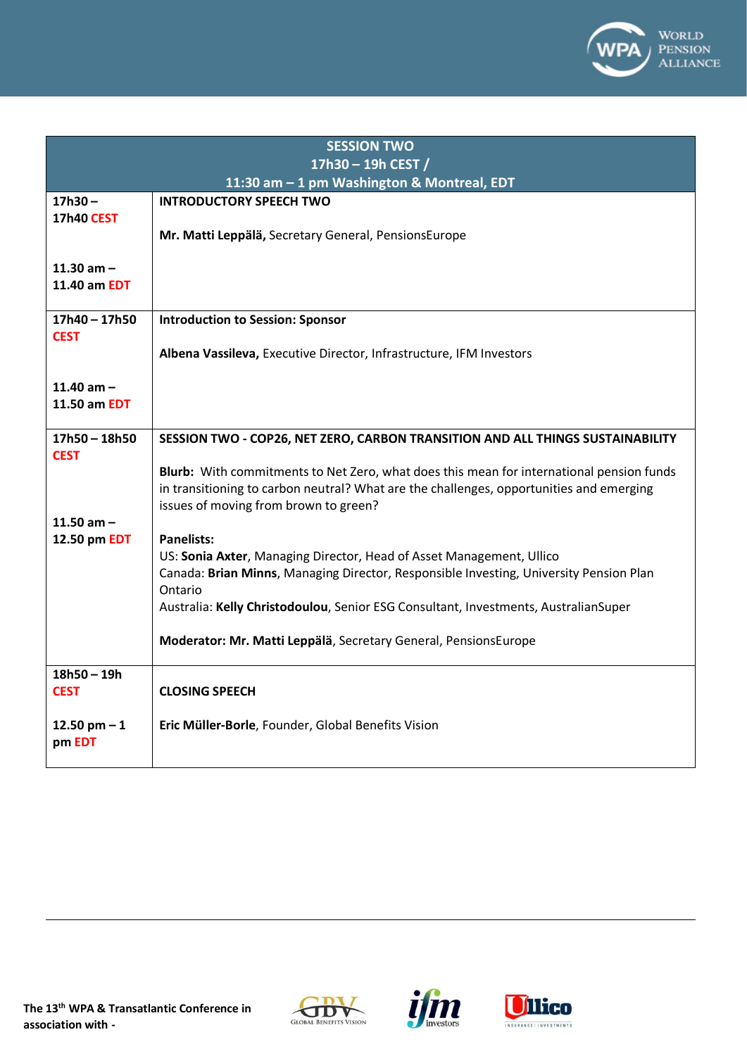| SESSION TWO<br>17h30 – 19h CEST /<br>11:30 am – 1 pm Washington & Montreal, EDT | |
|---|---|
| **17h30 – 17h40 CEST**<br><br>**11.30 am – 11.40 am EDT** | **INTRODUCTORY SPEECH TWO**<br><br>**Mr. Matti Leppälä,** Secretary General, PensionsEurope |
| **17h40 – 17h50 CEST**<br><br>**11.40 am – 11.50 am EDT** | **Introduction to Session: Sponsor**<br><br>**Albena Vassileva,** Executive Director, Infrastructure, IFM Investors |
| **17h50 – 18h50 CEST**<br><br>**11.50 am – 12.50 pm EDT** | **SESSION TWO - COP26, NET ZERO, CARBON TRANSITION AND ALL THINGS SUSTAINABILITY**<br><br>**Blurb:** With commitments to Net Zero, what does this mean for international pension funds in transitioning to carbon neutral? What are the challenges, opportunities and emerging issues of moving from brown to green?<br><br>**Panelists:**<br>US: **Sonia Axter**, Managing Director, Head of Asset Management, Ullico<br>Canada: **Brian Minns**, Managing Director, Responsible Investing, University Pension Plan Ontario<br>Australia: **Kelly Christodoulou**, Senior ESG Consultant, Investments, AustralianSuper<br><br>**Moderator: Mr. Matti Leppälä**, Secretary General, PensionsEurope |
| **18h50 – 19h CEST**<br><br>**12.50 pm – 1 pm EDT** | **CLOSING SPEECH**<br><br>**Eric Müller-Borle**, Founder, Global Benefits Vision |

**The 13th WPA & Transatlantic Conference in association with -**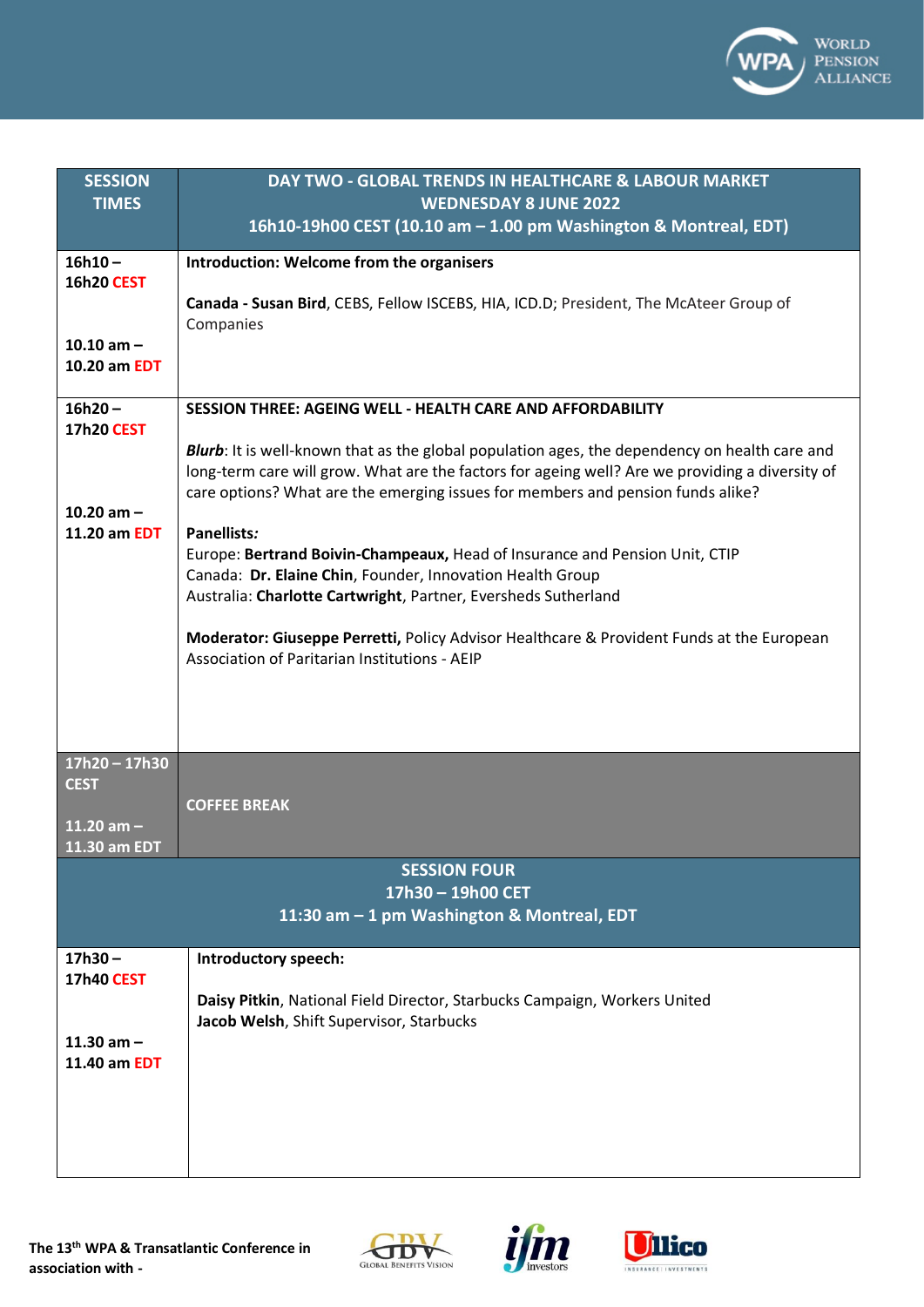| SESSION TIMES | DAY TWO - GLOBAL TRENDS IN HEALTHCARE & LABOUR MARKET<br>WEDNESDAY 8 JUNE 2022<br>16h10-19h00 CEST (10.10 am – 1.00 pm Washington & Montreal, EDT) |
|---|---|
| **16h10 – 16h20 CEST**<br><br>**10.10 am – 10.20 am EDT** | **Introduction: Welcome from the organisers**<br><br>**Canada - Susan Bird**, CEBS, Fellow ISCEBS, HIA, ICD.D; President, The McAteer Group of Companies |
| **16h20 – 17h20 CEST**<br><br>**10.20 am – 11.20 am EDT** | **SESSION THREE: AGEING WELL - HEALTH CARE AND AFFORDABILITY**<br><br>***Blurb***: It is well-known that as the global population ages, the dependency on health care and long-term care will grow. What are the factors for ageing well? Are we providing a diversity of care options? What are the emerging issues for members and pension funds alike?<br><br>**Panellists*:***<br>Europe: **Bertrand Boivin-Champeaux,** Head of Insurance and Pension Unit, CTIP<br>Canada: **Dr. Elaine Chin**, Founder, Innovation Health Group<br>Australia: **Charlotte Cartwright**, Partner, Eversheds Sutherland<br><br>**Moderator: Giuseppe Perretti,** Policy Advisor Healthcare & Provident Funds at the European Association of Paritarian Institutions - AEIP |
| **17h20 – 17h30 CEST**<br><br>**11.20 am – 11.30 am EDT** | **COFFEE BREAK** |
| **SESSION FOUR**<br>**17h30 – 19h00 CET**<br>**11:30 am – 1 pm Washington & Montreal, EDT** | |
| **17h30 – 17h40 CEST**<br><br>**11.30 am – 11.40 am EDT** | **Introductory speech:**<br><br>**Daisy Pitkin**, National Field Director, Starbucks Campaign, Workers United<br>**Jacob Welsh**, Shift Supervisor, Starbucks |

The 13[th] WPA & Transatlantic Conference in association with -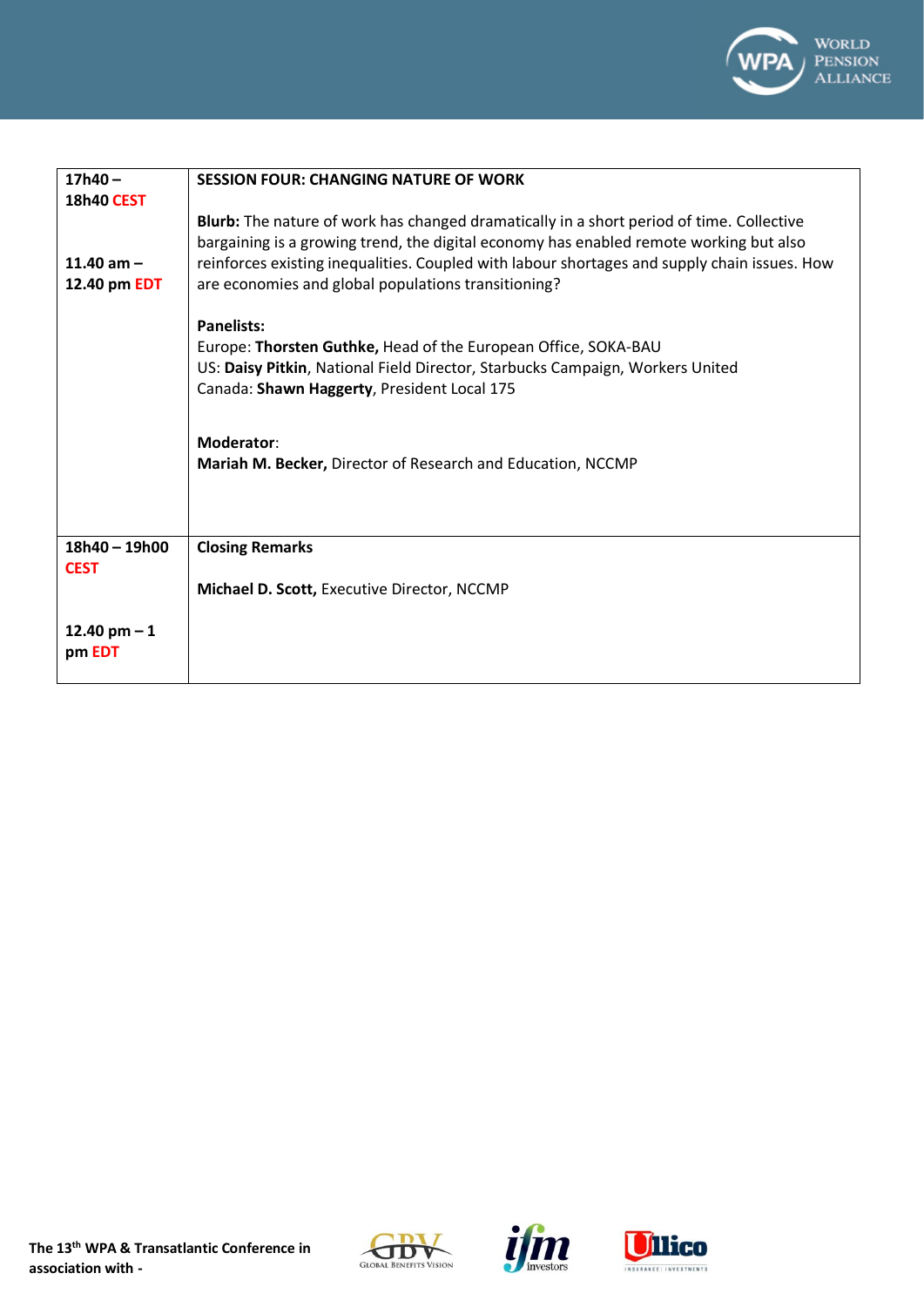| | |
|---|---|
| **17h40 – 18h40 CEST**<br><br>**11.40 am – 12.40 pm EDT** | **SESSION FOUR: CHANGING NATURE OF WORK**<br><br>**Blurb:** The nature of work has changed dramatically in a short period of time. Collective bargaining is a growing trend, the digital economy has enabled remote working but also reinforces existing inequalities. Coupled with labour shortages and supply chain issues. How are economies and global populations transitioning?<br><br>**Panelists:**<br>Europe: **Thorsten Guthke,** Head of the European Office, SOKA-BAU<br>US: **Daisy Pitkin**, National Field Director, Starbucks Campaign, Workers United<br>Canada: **Shawn Haggerty**, President Local 175<br><br>**Moderator**:<br>**Mariah M. Becker,** Director of Research and Education, NCCMP |
| **18h40 – 19h00 CEST**<br><br>**12.40 pm – 1 pm EDT** | **Closing Remarks**<br><br>**Michael D. Scott,** Executive Director, NCCMP |

**The 13th WPA & Transatlantic Conference in association with -**